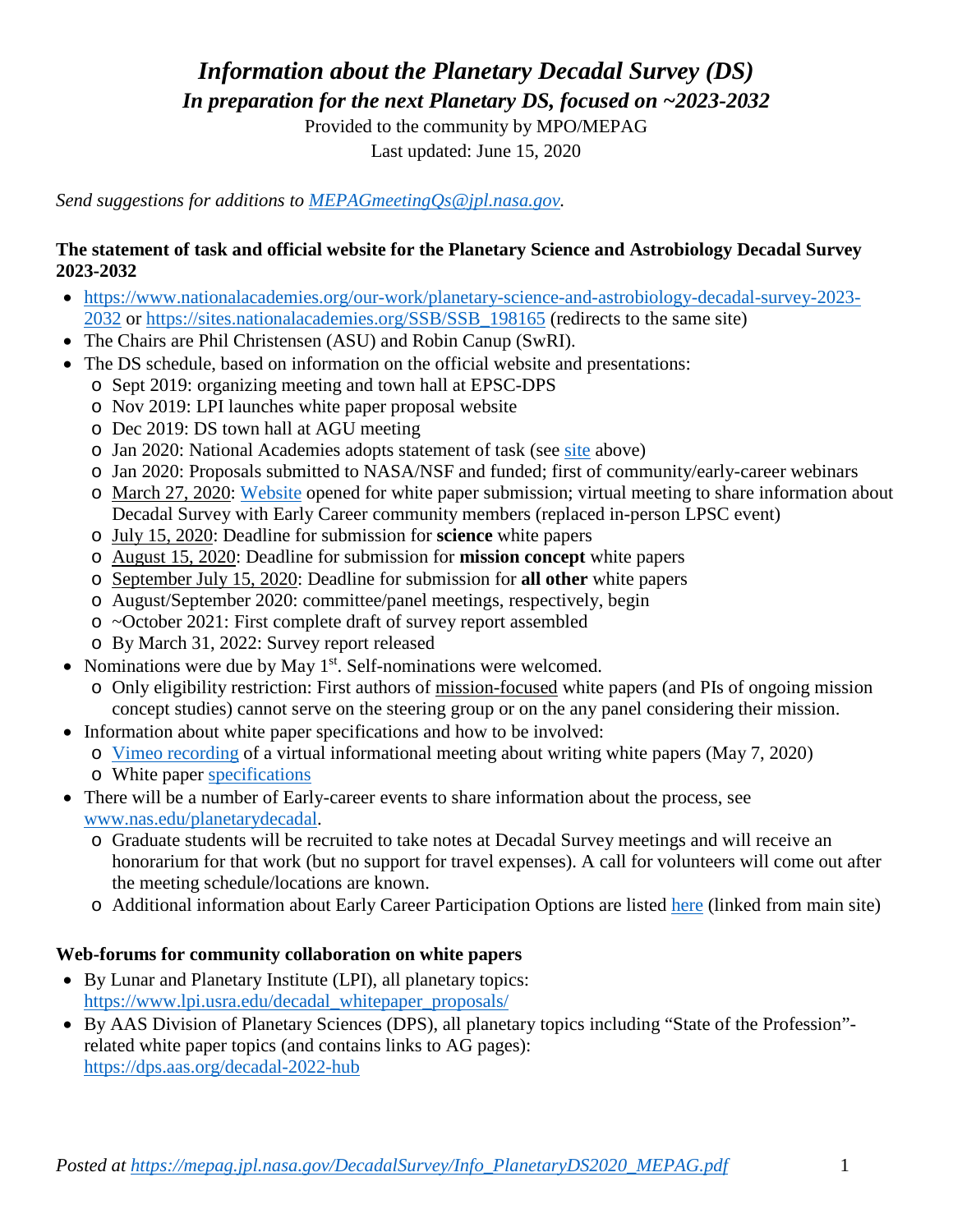# *Information about the Planetary Decadal Survey (DS)*

## *In preparation for the next Planetary DS, focused on ~2023-2032*

Provided to the community by MPO/MEPAG

Last updated: June 15, 2020

*Send suggestions for additions to MEPAGmeetingQs@jpl.nasa.gov.*

**The statement of task and official website for the Planetary Science and Astrobiology Decadal Survey 2023-2032**

- https://www.nationalacademies.org/our-work/planetary-science-and-astrobiology-decadal-survey-2023-2032 or https://sites.nationalacademies.org/SSB/SSB_198165 (redirects to the same site)
- The Chairs are Phil Christensen (ASU) and Robin Canup (SwRI).
- The DS schedule, based on information on the official website and presentations:
  - Sept 2019: organizing meeting and town hall at EPSC-DPS
  - Nov 2019: LPI launches white paper proposal website
  - Dec 2019: DS town hall at AGU meeting
  - Jan 2020: National Academies adopts statement of task (see site above)
  - Jan 2020: Proposals submitted to NASA/NSF and funded; first of community/early-career webinars
  - March 27, 2020: Website opened for white paper submission; virtual meeting to share information about Decadal Survey with Early Career community members (replaced in-person LPSC event)
  - July 15, 2020: Deadline for submission for **science** white papers
  - August 15, 2020: Deadline for submission for **mission concept** white papers
  - September July 15, 2020: Deadline for submission for **all other** white papers
  - August/September 2020: committee/panel meetings, respectively, begin
  - ~October 2021: First complete draft of survey report assembled
  - By March 31, 2022: Survey report released
- Nominations were due by May 1st. Self-nominations were welcomed.
  - Only eligibility restriction: First authors of mission-focused white papers (and PIs of ongoing mission concept studies) cannot serve on the steering group or on the any panel considering their mission.
- Information about white paper specifications and how to be involved:
  - Vimeo recording of a virtual informational meeting about writing white papers (May 7, 2020)
  - White paper specifications
- There will be a number of Early-career events to share information about the process, see www.nas.edu/planetarydecadal.
  - Graduate students will be recruited to take notes at Decadal Survey meetings and will receive an honorarium for that work (but no support for travel expenses). A call for volunteers will come out after the meeting schedule/locations are known.
  - Additional information about Early Career Participation Options are listed here (linked from main site)

**Web-forums for community collaboration on white papers**

- By Lunar and Planetary Institute (LPI), all planetary topics: https://www.lpi.usra.edu/decadal_whitepaper_proposals/
- By AAS Division of Planetary Sciences (DPS), all planetary topics including "State of the Profession"-related white paper topics (and contains links to AG pages): https://dps.aas.org/decadal-2022-hub

*Posted at https://mepag.jpl.nasa.gov/DecadalSurvey/Info_PlanetaryDS2020_MEPAG.pdf*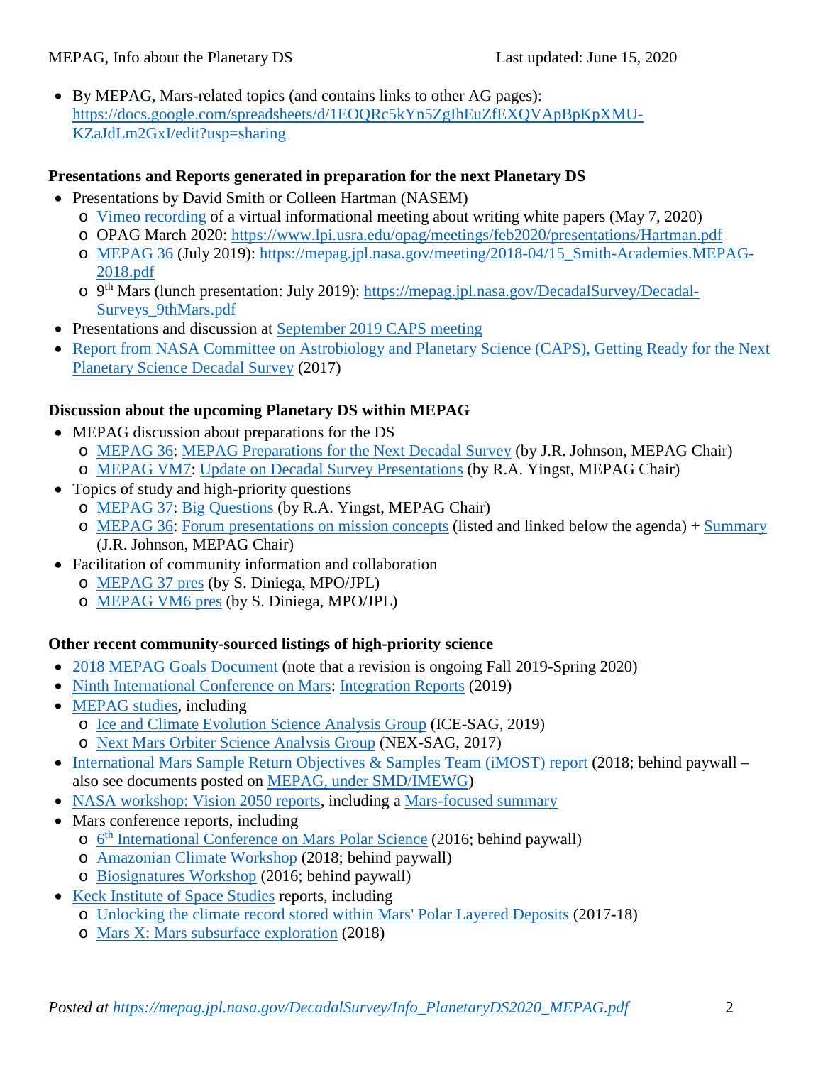- By MEPAG, Mars-related topics (and contains links to other AG pages): https://docs.google.com/spreadsheets/d/1EOQRc5kYn5ZgIhEuZfEXQVApBpKpXMU-KZaJdLm2GxI/edit?usp=sharing

**Presentations and Reports generated in preparation for the next Planetary DS**

- Presentations by David Smith or Colleen Hartman (NASEM)
  - Vimeo recording of a virtual informational meeting about writing white papers (May 7, 2020)
  - OPAG March 2020: https://www.lpi.usra.edu/opag/meetings/feb2020/presentations/Hartman.pdf
  - MEPAG 36 (July 2019): https://mepag.jpl.nasa.gov/meeting/2018-04/15_Smith-Academies.MEPAG-2018.pdf
  - 9th Mars (lunch presentation: July 2019): https://mepag.jpl.nasa.gov/DecadalSurvey/Decadal-Surveys_9thMars.pdf
- Presentations and discussion at September 2019 CAPS meeting
- Report from NASA Committee on Astrobiology and Planetary Science (CAPS), Getting Ready for the Next Planetary Science Decadal Survey (2017)

**Discussion about the upcoming Planetary DS within MEPAG**

- MEPAG discussion about preparations for the DS
  - MEPAG 36: MEPAG Preparations for the Next Decadal Survey (by J.R. Johnson, MEPAG Chair)
  - MEPAG VM7: Update on Decadal Survey Presentations (by R.A. Yingst, MEPAG Chair)
- Topics of study and high-priority questions
  - MEPAG 37: Big Questions (by R.A. Yingst, MEPAG Chair)
  - MEPAG 36: Forum presentations on mission concepts (listed and linked below the agenda) + Summary (J.R. Johnson, MEPAG Chair)
- Facilitation of community information and collaboration
  - MEPAG 37 pres (by S. Diniega, MPO/JPL)
  - MEPAG VM6 pres (by S. Diniega, MPO/JPL)

**Other recent community-sourced listings of high-priority science**

- 2018 MEPAG Goals Document (note that a revision is ongoing Fall 2019-Spring 2020)
- Ninth International Conference on Mars: Integration Reports (2019)
- MEPAG studies, including
  - Ice and Climate Evolution Science Analysis Group (ICE-SAG, 2019)
  - Next Mars Orbiter Science Analysis Group (NEX-SAG, 2017)
- International Mars Sample Return Objectives & Samples Team (iMOST) report (2018; behind paywall – also see documents posted on MEPAG, under SMD/IMEWG)
- NASA workshop: Vision 2050 reports, including a Mars-focused summary
- Mars conference reports, including
  - 6th International Conference on Mars Polar Science (2016; behind paywall)
  - Amazonian Climate Workshop (2018; behind paywall)
  - Biosignatures Workshop (2016; behind paywall)
- Keck Institute of Space Studies reports, including
  - Unlocking the climate record stored within Mars' Polar Layered Deposits (2017-18)
  - Mars X: Mars subsurface exploration (2018)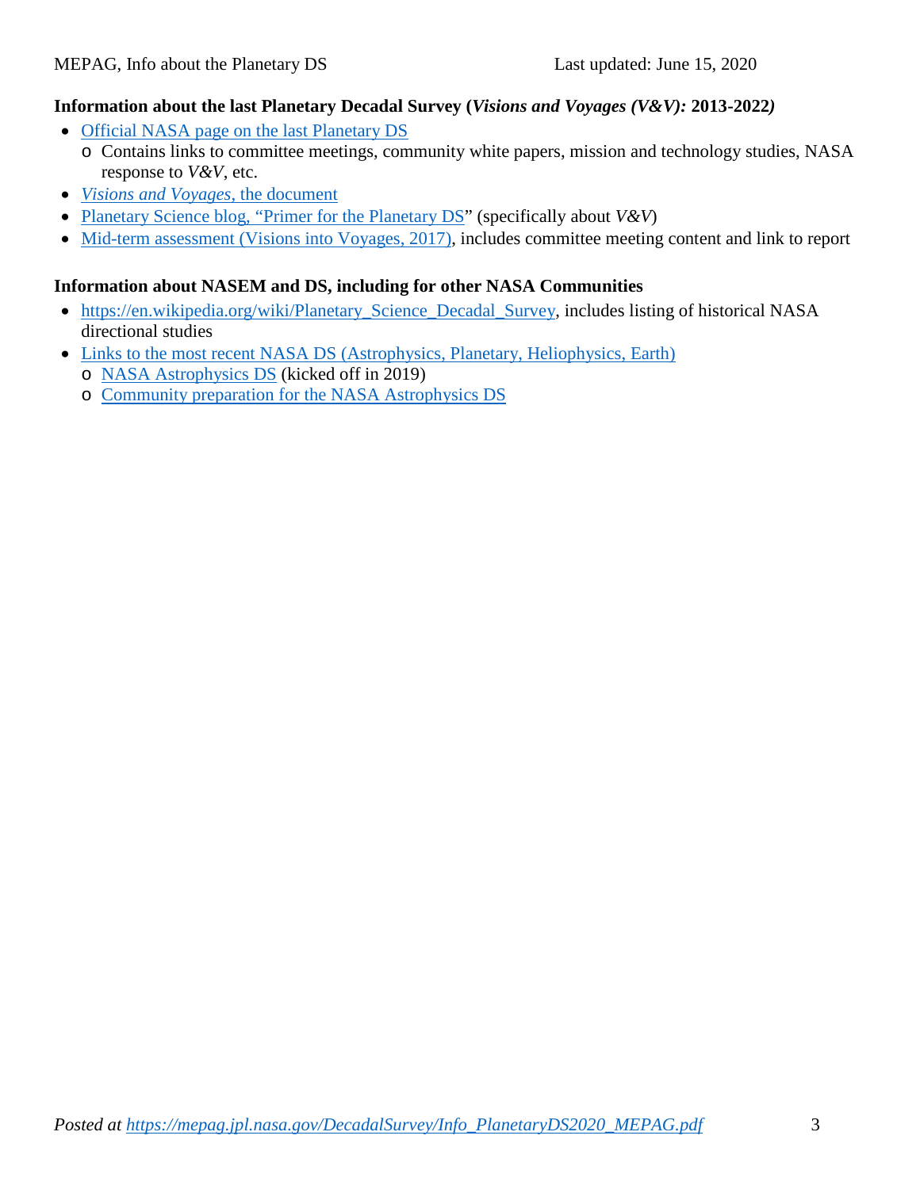**Information about the last Planetary Decadal Survey (*Visions and Voyages (V&V):* 2013-2022*)***

- Official NASA page on the last Planetary DS
  - Contains links to committee meetings, community white papers, mission and technology studies, NASA response to *V&V*, etc.
- *Visions and Voyages*, the document
- Planetary Science blog, "Primer for the Planetary DS" (specifically about *V&V*)
- Mid-term assessment (Visions into Voyages, 2017), includes committee meeting content and link to report

**Information about NASEM and DS, including for other NASA Communities**

- https://en.wikipedia.org/wiki/Planetary_Science_Decadal_Survey, includes listing of historical NASA directional studies
- Links to the most recent NASA DS (Astrophysics, Planetary, Heliophysics, Earth)
  - NASA Astrophysics DS (kicked off in 2019)
  - Community preparation for the NASA Astrophysics DS